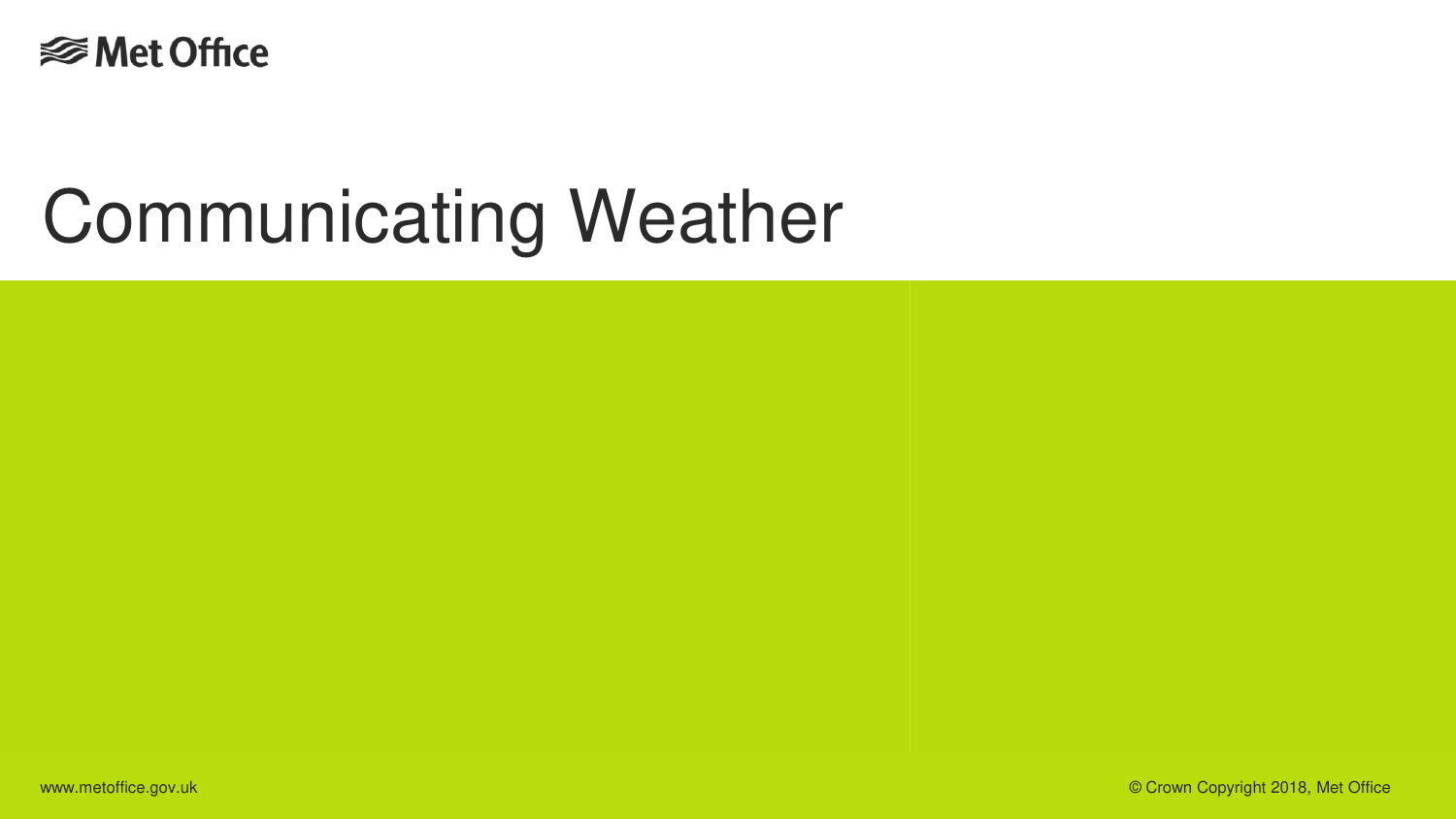Met Office

# Communicating Weather

www.metoffice.gov.uk

© Crown Copyright 2018, Met Office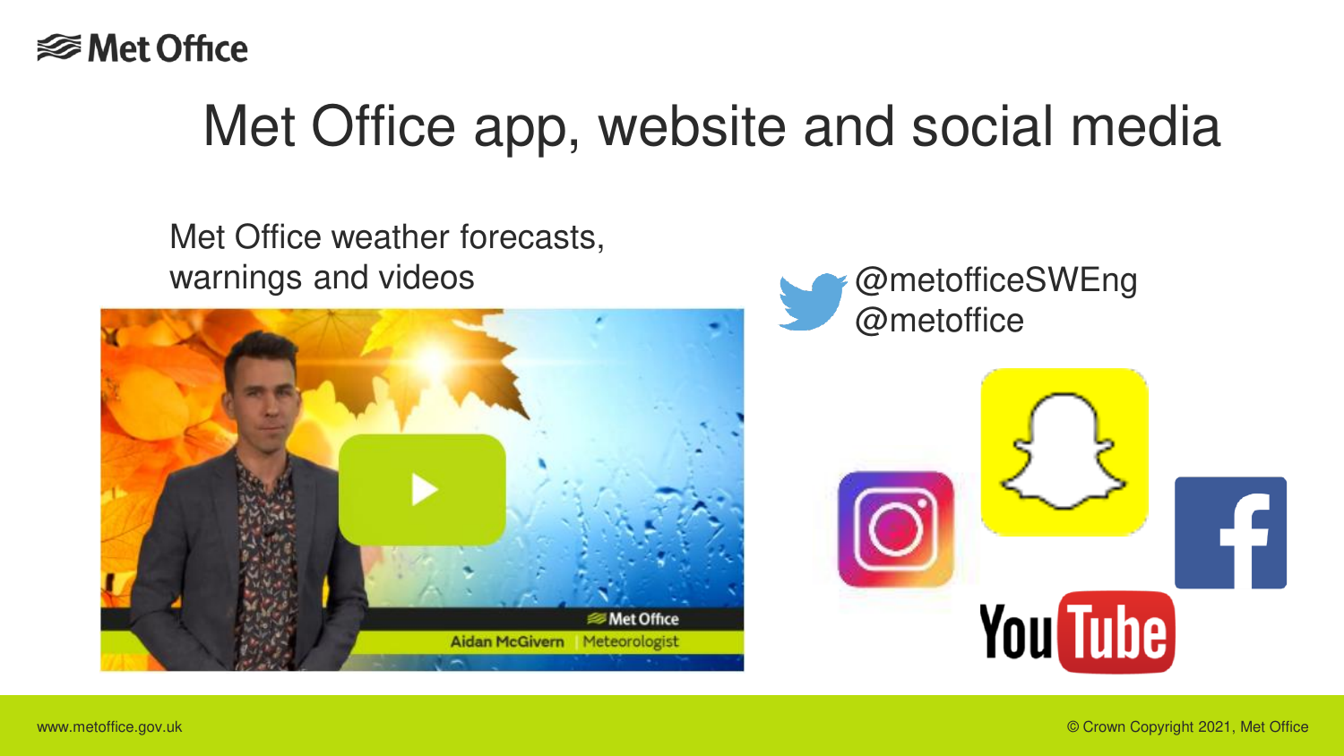# Met Office app, website and social media

Met Office weather forecasts, warnings and videos

@metofficeSWEng
@metoffice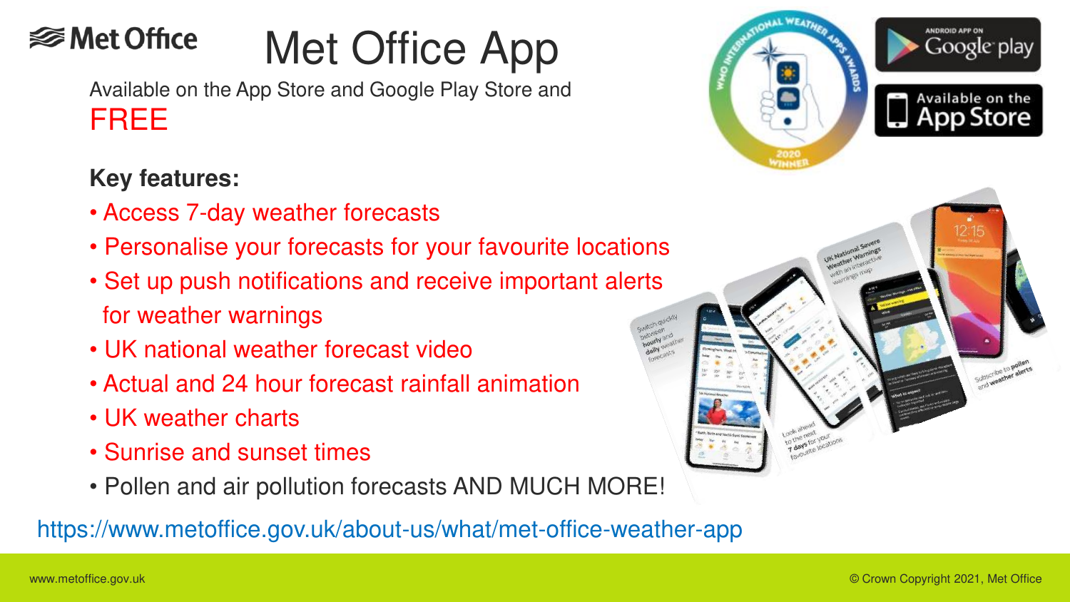# Met Office App

Available on the App Store and Google Play Store and
FREE

**Key features:**

- Access 7-day weather forecasts
- Personalise your forecasts for your favourite locations
- Set up push notifications and receive important alerts for weather warnings
- UK national weather forecast video
- Actual and 24 hour forecast rainfall animation
- UK weather charts
- Sunrise and sunset times
- Pollen and air pollution forecasts AND MUCH MORE!

https://www.metoffice.gov.uk/about-us/what/met-office-weather-app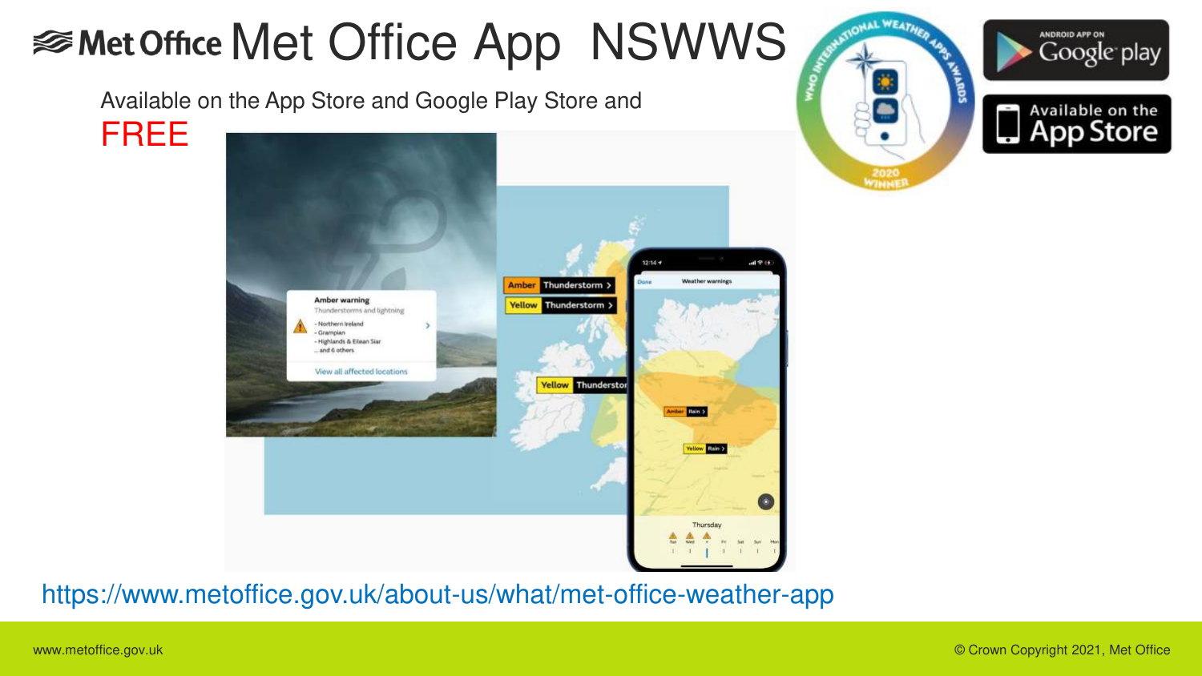# Met Office App NSWWS

Available on the App Store and Google Play Store and

FREE

https://www.metoffice.gov.uk/about-us/what/met-office-weather-app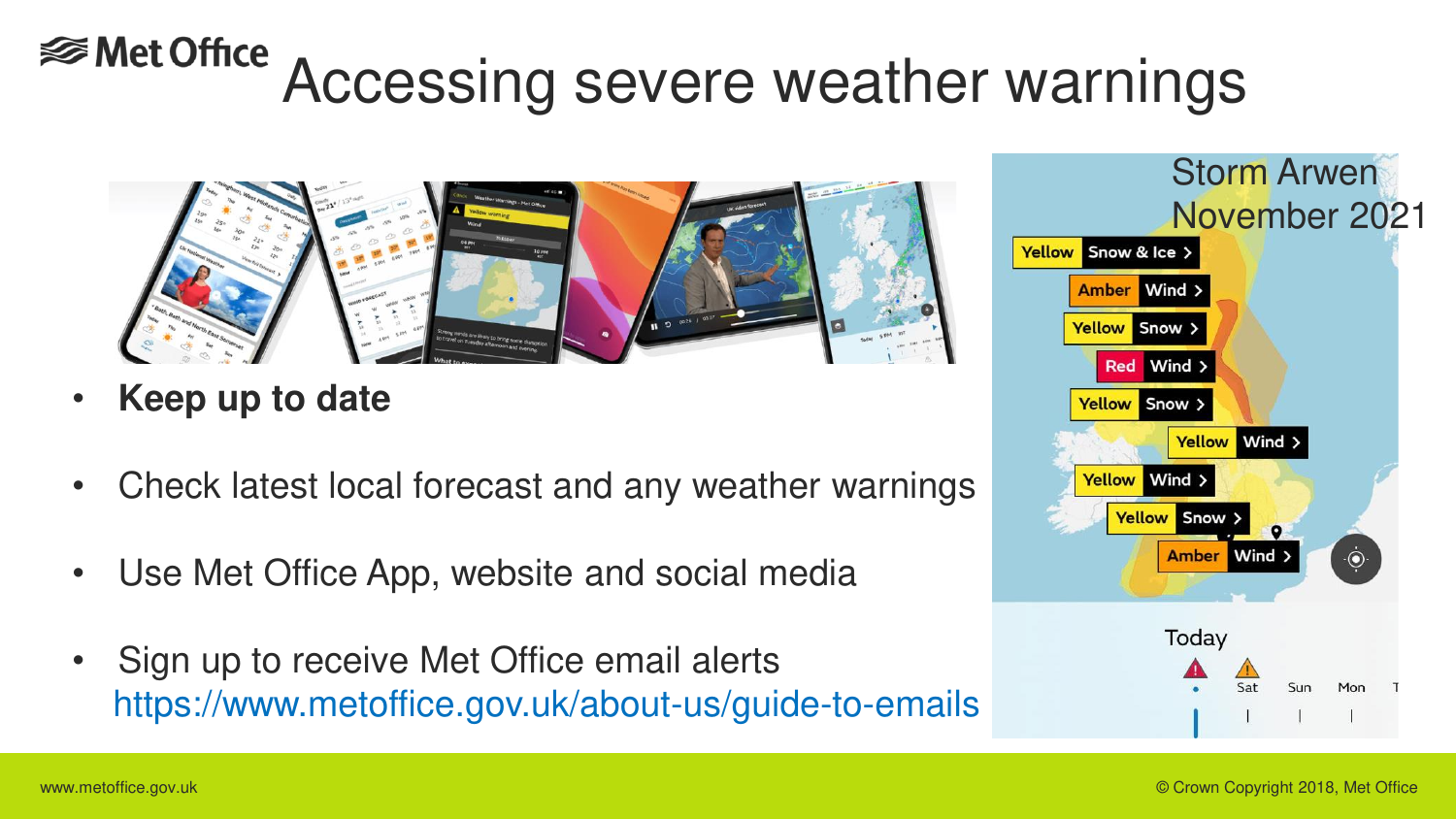# Accessing severe weather warnings

- **Keep up to date**
- Check latest local forecast and any weather warnings
- Use Met Office App, website and social media
- Sign up to receive Met Office email alerts
  https://www.metoffice.gov.uk/about-us/guide-to-emails

Storm Arwen November 2021

Yellow Snow & Ice

Amber Wind

Yellow Snow

Red Wind

Yellow Snow

Yellow Wind

Yellow Wind

Yellow Snow

Amber Wind

Today Sat Sun Mon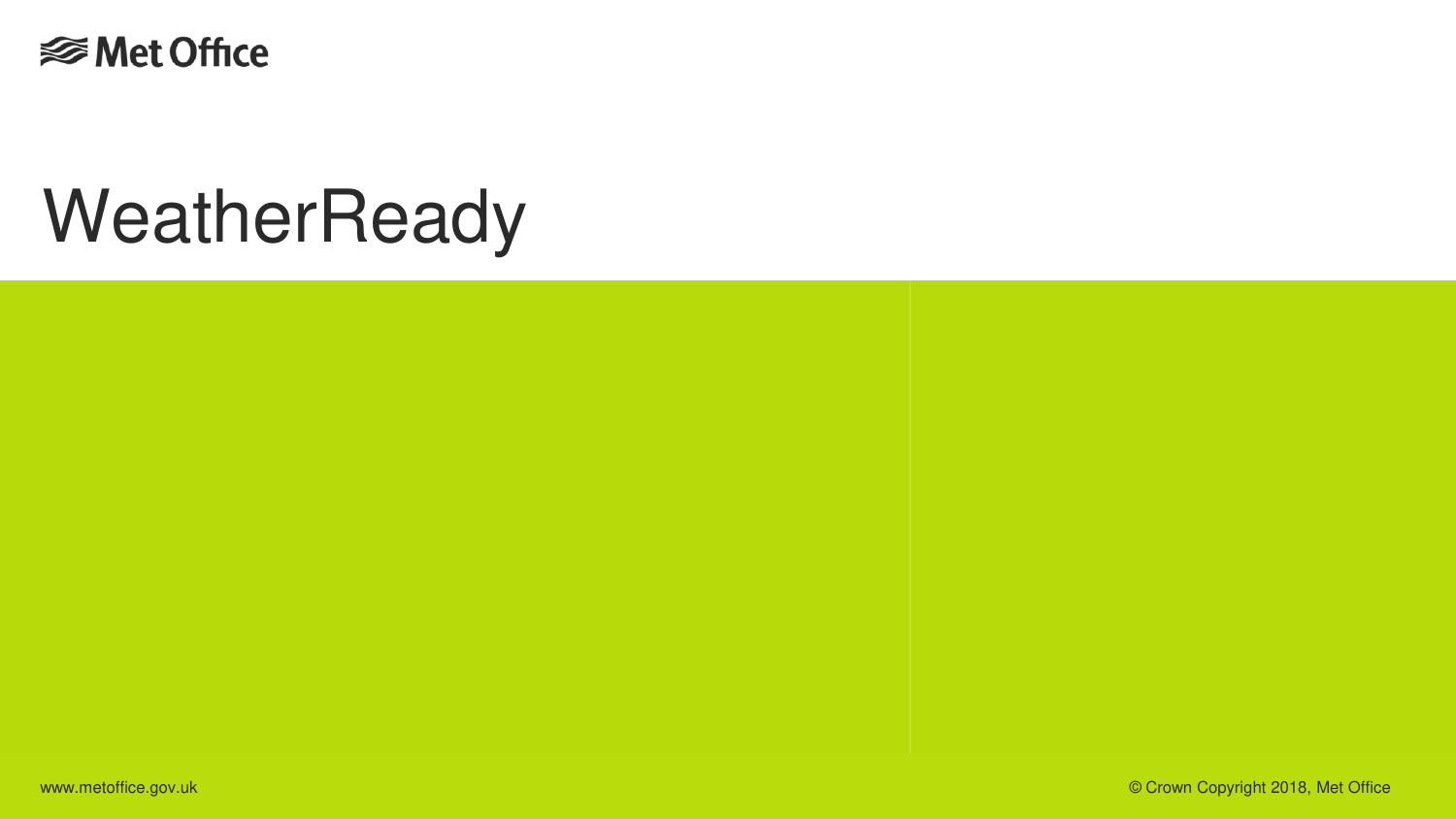# WeatherReady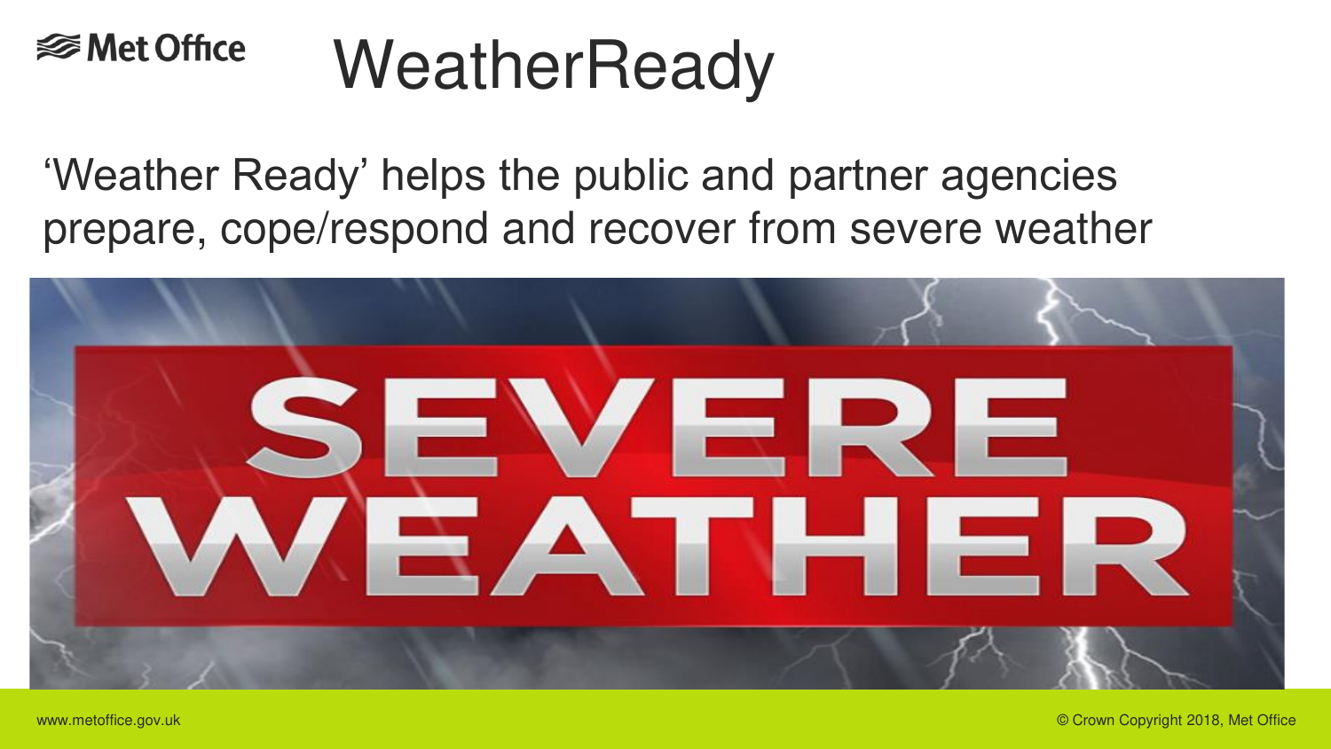# WeatherReady

'Weather Ready' helps the public and partner agencies prepare, cope/respond and recover from severe weather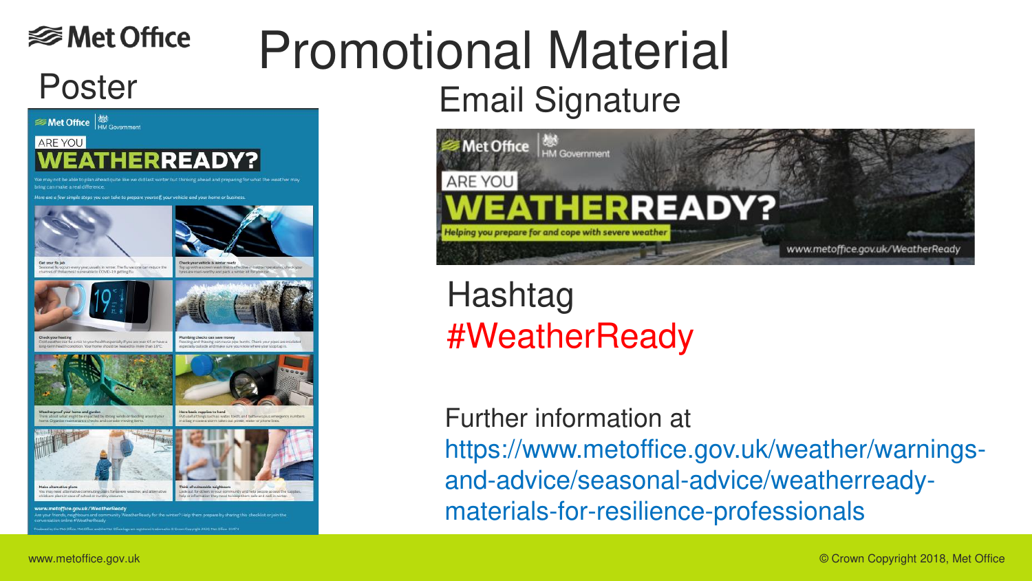# Promotional Material

## Poster

## Email Signature

## Hashtag

#WeatherReady

Further information at https://www.metoffice.gov.uk/weather/warnings-and-advice/seasonal-advice/weatherready-materials-for-resilience-professionals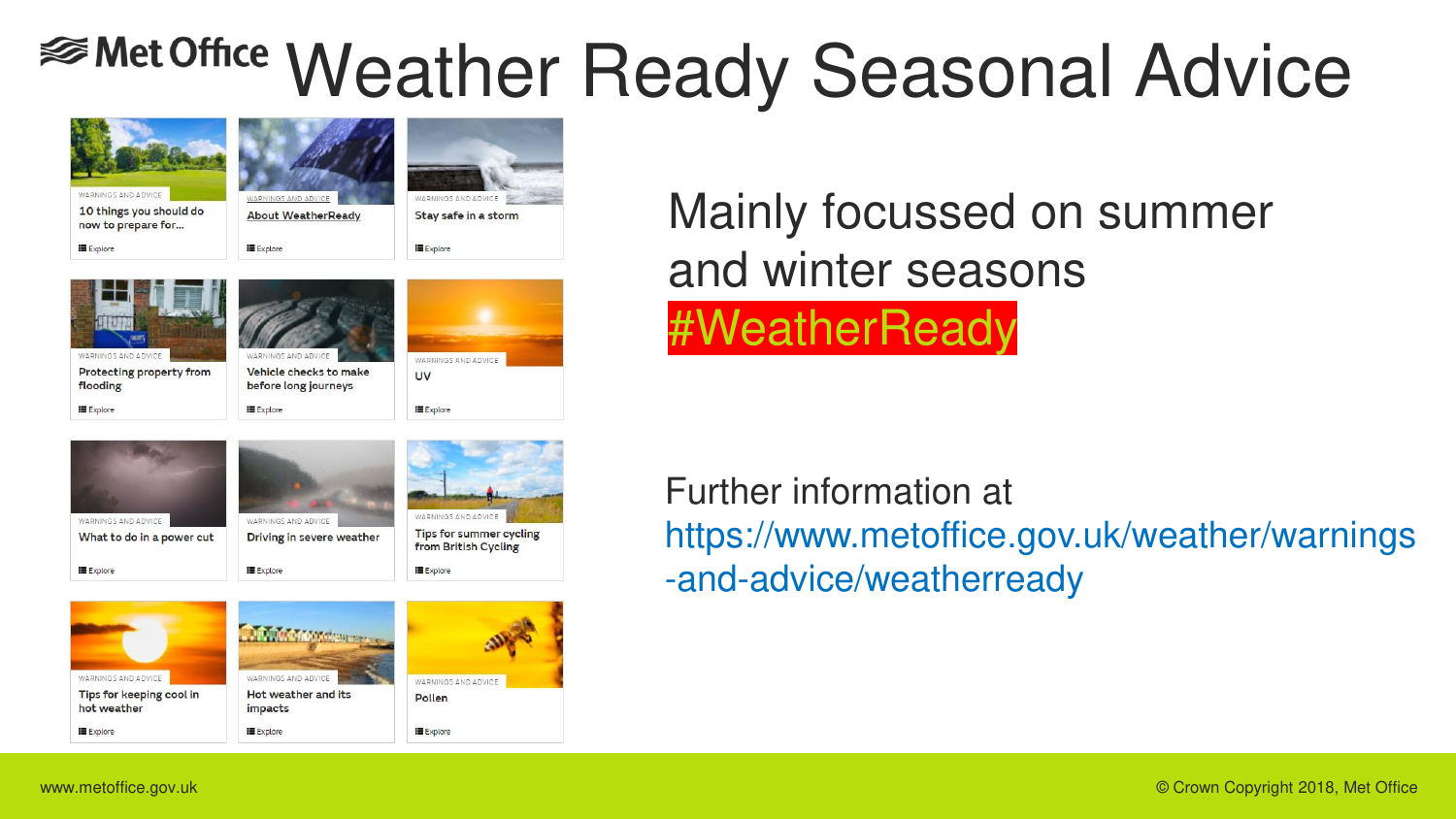# Met Office Weather Ready Seasonal Advice

WARNINGS AND ADVICE
10 things you should do now to prepare for...
Explore

WARNINGS AND ADVICE
About WeatherReady
Explore

WARNINGS AND ADVICE
Stay safe in a storm
Explore

WARNINGS AND ADVICE
Protecting property from flooding
Explore

WARNINGS AND ADVICE
Vehicle checks to make before long journeys
Explore

WARNINGS AND ADVICE
UV
Explore

WARNINGS AND ADVICE
What to do in a power cut
Explore

WARNINGS AND ADVICE
Driving in severe weather
Explore

WARNINGS AND ADVICE
Tips for summer cycling from British Cycling
Explore

WARNINGS AND ADVICE
Tips for keeping cool in hot weather
Explore

WARNINGS AND ADVICE
Hot weather and its impacts
Explore

WARNINGS AND ADVICE
Pollen
Explore

Mainly focussed on summer and winter seasons

#WeatherReady

Further information at https://www.metoffice.gov.uk/weather/warnings-and-advice/weatherready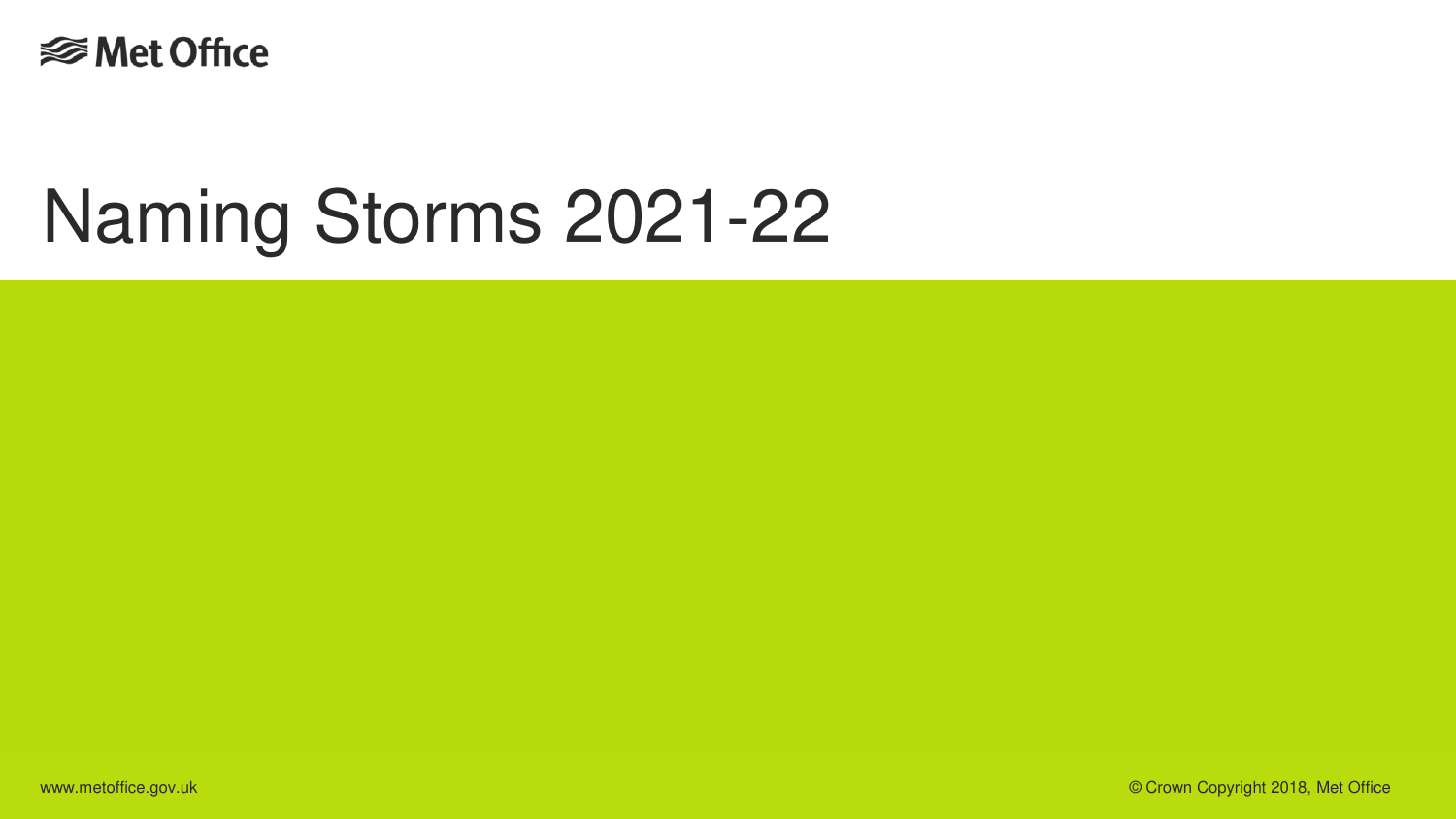# Naming Storms 2021-22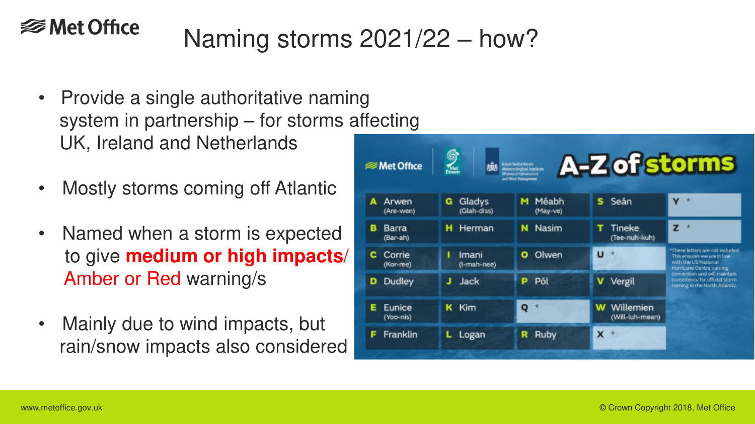# Naming storms 2021/22 – how?

- Provide a single authoritative naming system in partnership – for storms affecting UK, Ireland and Netherlands
- Mostly storms coming off Atlantic
- Named when a storm is expected to give **medium or high impacts**/ Amber or Red warning/s
- Mainly due to wind impacts, but rain/snow impacts also considered

## A-Z of storms

| | | | | |
|---|---|---|---|---|
| **A** Arwen (Are-wen) | **G** Gladys (Glah-diss) | **M** Méabh (May-ve) | **S** Seán | **Y** * |
| **B** Barra (Bar-ah) | **H** Herman | **N** Nasim | **T** Tineke (Tee-nuh-kuh) | **Z** * |
| **C** Corrie (Kor-ree) | **I** Imani (I-mah-nee) | **O** Olwen | **U** * | |
| **D** Dudley | **J** Jack | **P** Pól | **V** Vergil | |
| **E** Eunice (Yoo-nis) | **K** Kim | **Q** * | **W** Willemien (Will-luh-mean) | |
| **F** Franklin | **L** Logan | **R** Ruby | **X** * | |

*These letters are not included. This ensures we are in line with the US National Hurricane Centre naming convention and will maintain consistency for official storm naming in the North Atlantic.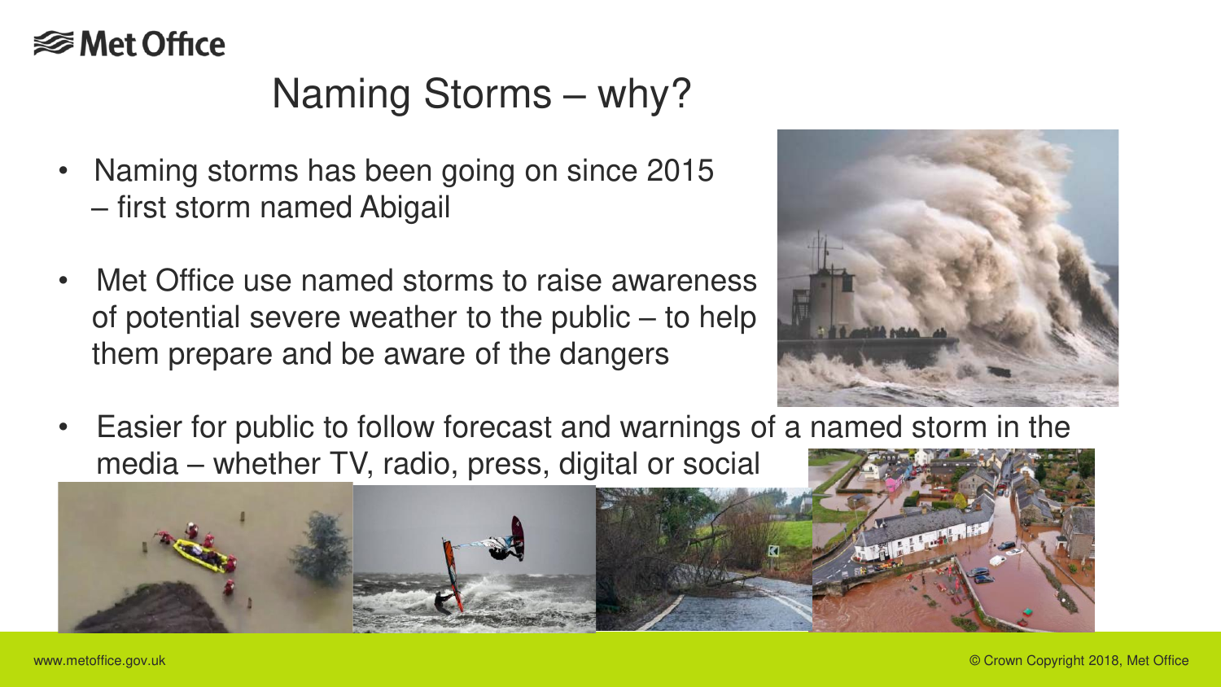# Naming Storms – why?

- Naming storms has been going on since 2015 – first storm named Abigail
- Met Office use named storms to raise awareness of potential severe weather to the public – to help them prepare and be aware of the dangers
- Easier for public to follow forecast and warnings of a named storm in the media – whether TV, radio, press, digital or social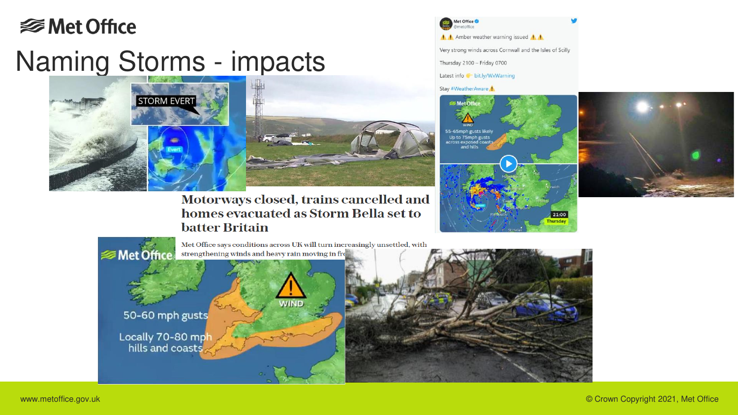# Naming Storms - impacts

STORM EVERT

Evert

Met Office
@metoffice

⚠️⚠️ Amber weather warning issued ⚠️⚠️

Very strong winds across Cornwall and the Isles of Scilly

Thursday 2100 – Friday 0700

Latest info 👉 bit.ly/WxWarning

Stay #WeatherAware⚠️

Met Office

WIND

55-65mph gusts likely
Up to 75mph gusts
across exposed coasts
and hills

21:00
Thursday

**Motorways closed, trains cancelled and homes evacuated as Storm Bella set to batter Britain**

Met Office says conditions across UK will turn increasingly unsettled, with strengthening winds and heavy rain moving in fr

Met Office

WIND

50-60 mph gusts

Locally 70-80 mph
hills and coasts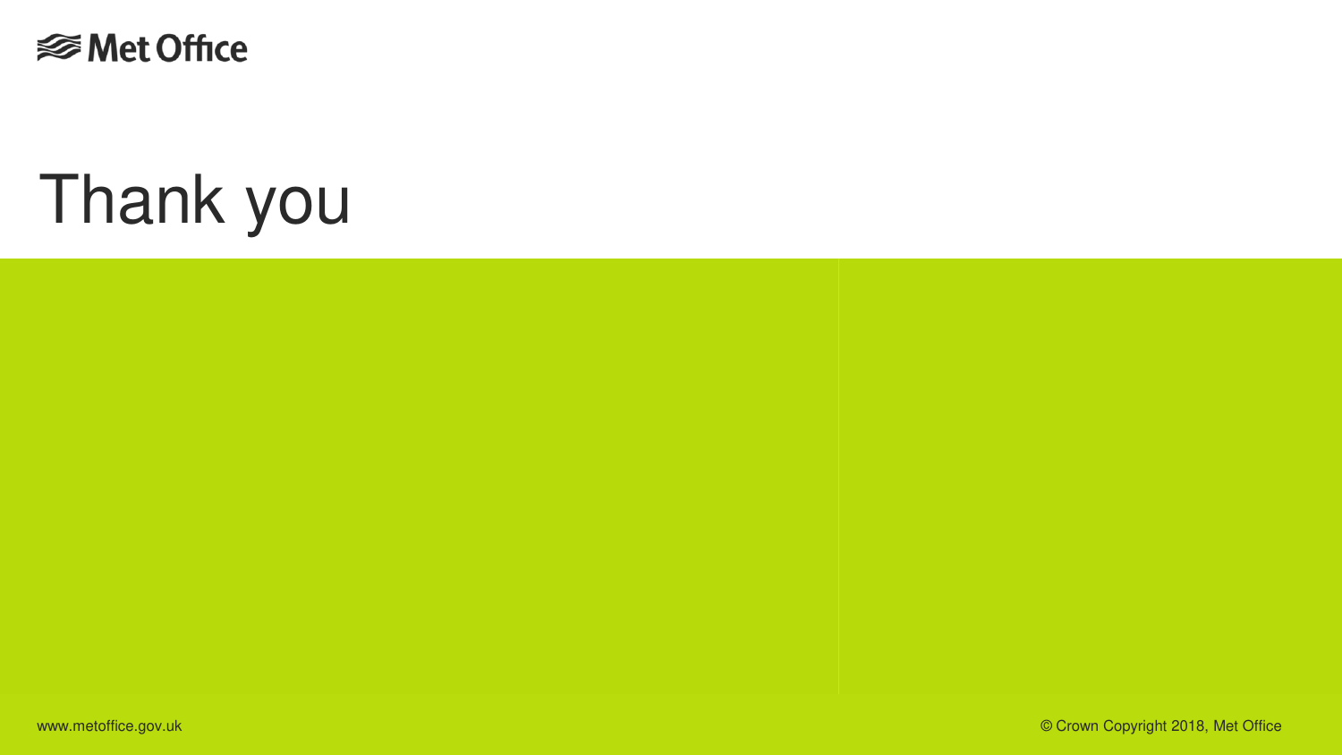# Thank you